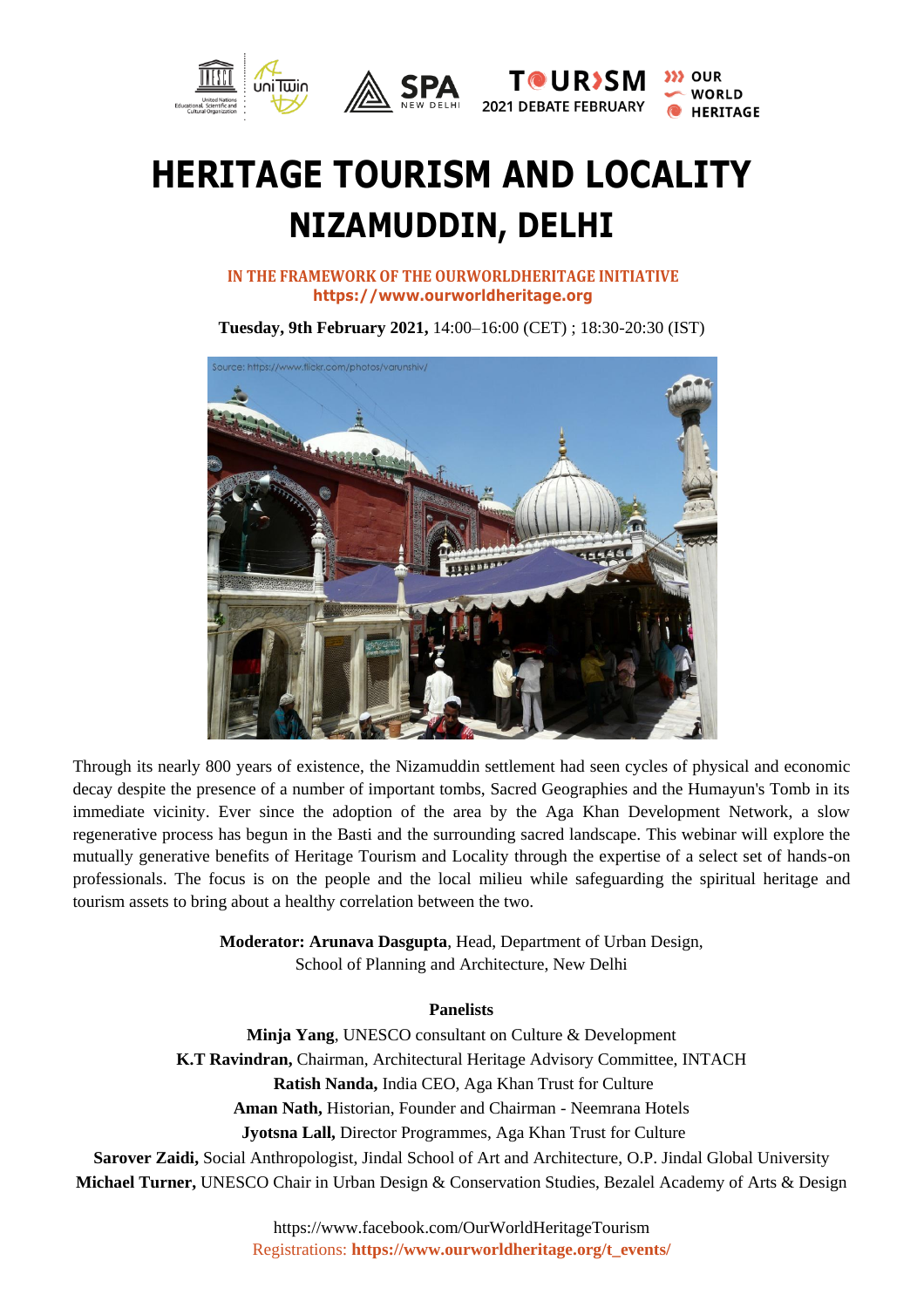# HERITAGE TOURISM AND LOCALITY NIZAMUDDIN, DELHI

**IN THE FRAMEWORK OF THE OURWORLDHERITAGE INITIATIVE**
**https://www.ourworldheritage.org**

**Tuesday, 9th February 2021,** 14:00–16:00 (CET) ; 18:30-20:30 (IST)

Through its nearly 800 years of existence, the Nizamuddin settlement had seen cycles of physical and economic decay despite the presence of a number of important tombs, Sacred Geographies and the Humayun's Tomb in its immediate vicinity. Ever since the adoption of the area by the Aga Khan Development Network, a slow regenerative process has begun in the Basti and the surrounding sacred landscape. This webinar will explore the mutually generative benefits of Heritage Tourism and Locality through the expertise of a select set of hands-on professionals. The focus is on the people and the local milieu while safeguarding the spiritual heritage and tourism assets to bring about a healthy correlation between the two.

**Moderator: Arunava Dasgupta**, Head, Department of Urban Design, School of Planning and Architecture, New Delhi

**Panelists**

**Minja Yang**, UNESCO consultant on Culture & Development
**K.T Ravindran,** Chairman, Architectural Heritage Advisory Committee, INTACH
**Ratish Nanda,** India CEO, Aga Khan Trust for Culture
**Aman Nath,** Historian, Founder and Chairman - Neemrana Hotels
**Jyotsna Lall,** Director Programmes, Aga Khan Trust for Culture
**Sarover Zaidi,** Social Anthropologist, Jindal School of Art and Architecture, O.P. Jindal Global University
**Michael Turner,** UNESCO Chair in Urban Design & Conservation Studies, Bezalel Academy of Arts & Design

https://www.facebook.com/OurWorldHeritageTourism
Registrations: **https://www.ourworldheritage.org/t_events/**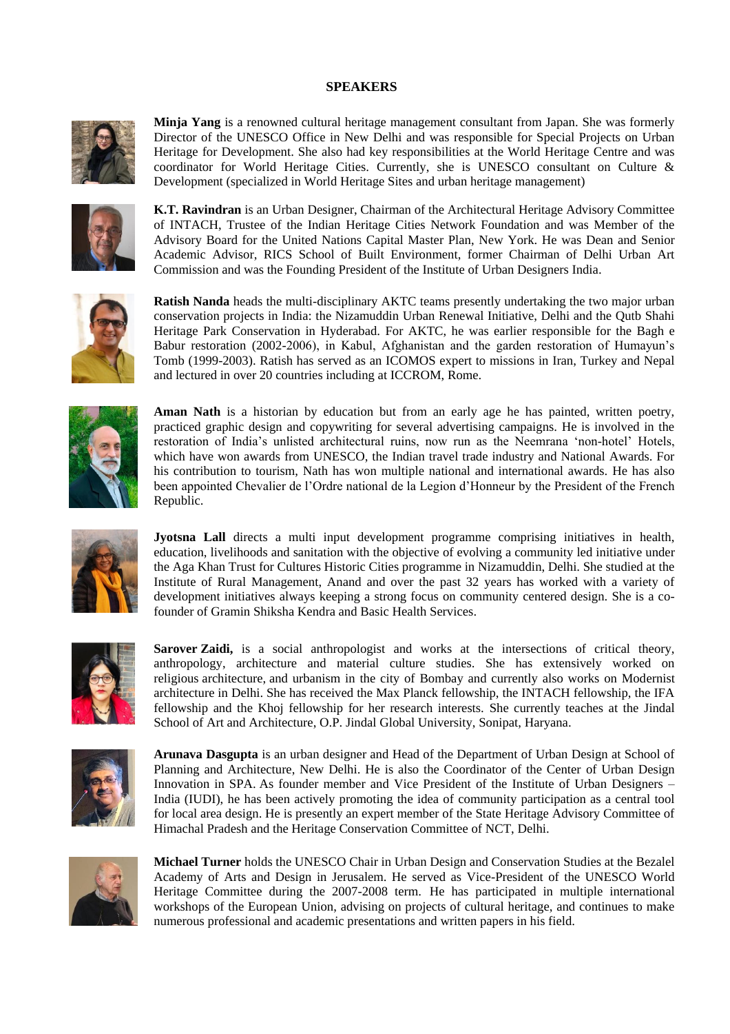# SPEAKERS

**Minja Yang** is a renowned cultural heritage management consultant from Japan. She was formerly Director of the UNESCO Office in New Delhi and was responsible for Special Projects on Urban Heritage for Development. She also had key responsibilities at the World Heritage Centre and was coordinator for World Heritage Cities. Currently, she is UNESCO consultant on Culture & Development (specialized in World Heritage Sites and urban heritage management)

**K.T. Ravindran** is an Urban Designer, Chairman of the Architectural Heritage Advisory Committee of INTACH, Trustee of the Indian Heritage Cities Network Foundation and was Member of the Advisory Board for the United Nations Capital Master Plan, New York. He was Dean and Senior Academic Advisor, RICS School of Built Environment, former Chairman of Delhi Urban Art Commission and was the Founding President of the Institute of Urban Designers India.

**Ratish Nanda** heads the multi-disciplinary AKTC teams presently undertaking the two major urban conservation projects in India: the Nizamuddin Urban Renewal Initiative, Delhi and the Qutb Shahi Heritage Park Conservation in Hyderabad. For AKTC, he was earlier responsible for the Bagh e Babur restoration (2002-2006), in Kabul, Afghanistan and the garden restoration of Humayun's Tomb (1999-2003). Ratish has served as an ICOMOS expert to missions in Iran, Turkey and Nepal and lectured in over 20 countries including at ICCROM, Rome.

**Aman Nath** is a historian by education but from an early age he has painted, written poetry, practiced graphic design and copywriting for several advertising campaigns. He is involved in the restoration of India's unlisted architectural ruins, now run as the Neemrana 'non-hotel' Hotels, which have won awards from UNESCO, the Indian travel trade industry and National Awards. For his contribution to tourism, Nath has won multiple national and international awards. He has also been appointed Chevalier de l'Ordre national de la Legion d'Honneur by the President of the French Republic.

**Jyotsna Lall** directs a multi input development programme comprising initiatives in health, education, livelihoods and sanitation with the objective of evolving a community led initiative under the Aga Khan Trust for Cultures Historic Cities programme in Nizamuddin, Delhi. She studied at the Institute of Rural Management, Anand and over the past 32 years has worked with a variety of development initiatives always keeping a strong focus on community centered design. She is a co-founder of Gramin Shiksha Kendra and Basic Health Services.

**Sarover Zaidi,** is a social anthropologist and works at the intersections of critical theory, anthropology, architecture and material culture studies. She has extensively worked on religious architecture, and urbanism in the city of Bombay and currently also works on Modernist architecture in Delhi. She has received the Max Planck fellowship, the INTACH fellowship, the IFA fellowship and the Khoj fellowship for her research interests. She currently teaches at the Jindal School of Art and Architecture, O.P. Jindal Global University, Sonipat, Haryana.

**Arunava Dasgupta** is an urban designer and Head of the Department of Urban Design at School of Planning and Architecture, New Delhi. He is also the Coordinator of the Center of Urban Design Innovation in SPA. As founder member and Vice President of the Institute of Urban Designers – India (IUDI), he has been actively promoting the idea of community participation as a central tool for local area design. He is presently an expert member of the State Heritage Advisory Committee of Himachal Pradesh and the Heritage Conservation Committee of NCT, Delhi.

**Michael Turner** holds the UNESCO Chair in Urban Design and Conservation Studies at the Bezalel Academy of Arts and Design in Jerusalem. He served as Vice-President of the UNESCO World Heritage Committee during the 2007-2008 term. He has participated in multiple international workshops of the European Union, advising on projects of cultural heritage, and continues to make numerous professional and academic presentations and written papers in his field.